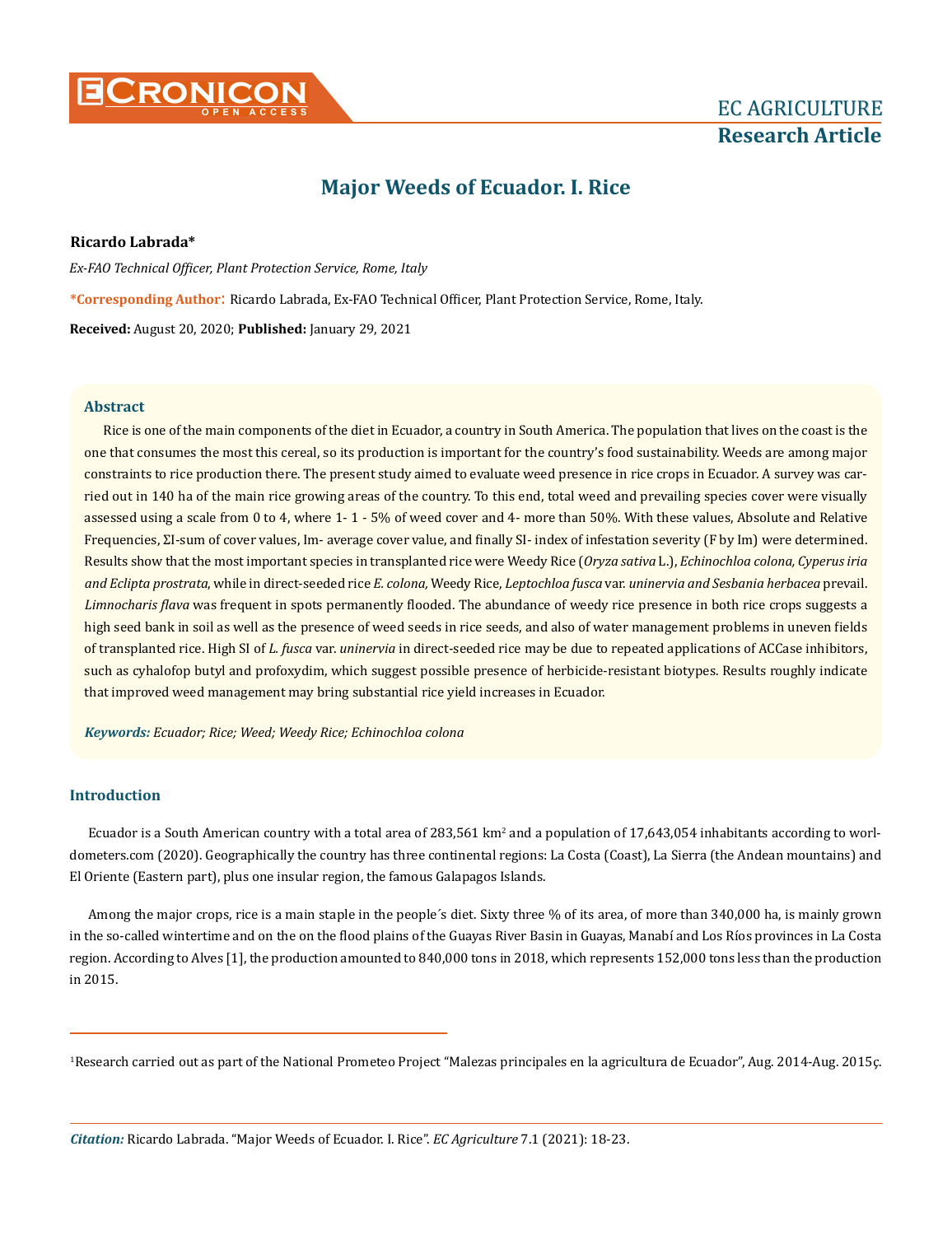# Major Weeds of Ecuador. I. Rice

**Ricardo Labrada***

*Ex-FAO Technical Officer, Plant Protection Service, Rome, Italy*

***Corresponding Author**: Ricardo Labrada, Ex-FAO Technical Officer, Plant Protection Service, Rome, Italy.

**Received:** August 20, 2020; **Published:** January 29, 2021

## Abstract

Rice is one of the main components of the diet in Ecuador, a country in South America. The population that lives on the coast is the one that consumes the most this cereal, so its production is important for the country's food sustainability. Weeds are among major constraints to rice production there. The present study aimed to evaluate weed presence in rice crops in Ecuador. A survey was carried out in 140 ha of the main rice growing areas of the country. To this end, total weed and prevailing species cover were visually assessed using a scale from 0 to 4, where 1- 1 - 5% of weed cover and 4- more than 50%. With these values, Absolute and Relative Frequencies, ΣI-sum of cover values, Im- average cover value, and finally SI- index of infestation severity (F by Im) were determined. Results show that the most important species in transplanted rice were Weedy Rice (*Oryza sativa* L.), *Echinochloa colona, Cyperus iria and Eclipta prostrata*, while in direct-seeded rice *E. colona,* Weedy Rice, *Leptochloa fusca* var. *uninervia and Sesbania herbacea* prevail. *Limnocharis flava* was frequent in spots permanently flooded. The abundance of weedy rice presence in both rice crops suggests a high seed bank in soil as well as the presence of weed seeds in rice seeds, and also of water management problems in uneven fields of transplanted rice. High SI of *L. fusca* var. *uninervia* in direct-seeded rice may be due to repeated applications of ACCase inhibitors, such as cyhalofop butyl and profoxydim, which suggest possible presence of herbicide-resistant biotypes. Results roughly indicate that improved weed management may bring substantial rice yield increases in Ecuador.

***Keywords:** Ecuador; Rice; Weed; Weedy Rice; Echinochloa colona*

## Introduction

Ecuador is a South American country with a total area of 283,561 km$^2$ and a population of 17,643,054 inhabitants according to worldometers.com (2020). Geographically the country has three continental regions: La Costa (Coast), La Sierra (the Andean mountains) and El Oriente (Eastern part), plus one insular region, the famous Galapagos Islands.

Among the major crops, rice is a main staple in the people´s diet. Sixty three % of its area, of more than 340,000 ha, is mainly grown in the so-called wintertime and on the on the flood plains of the Guayas River Basin in Guayas, Manabí and Los Ríos provinces in La Costa region. According to Alves [1], the production amounted to 840,000 tons in 2018, which represents 152,000 tons less than the production in 2015.

[1]Research carried out as part of the National Prometeo Project "Malezas principales en la agricultura de Ecuador", Aug. 2014-Aug. 2015ç.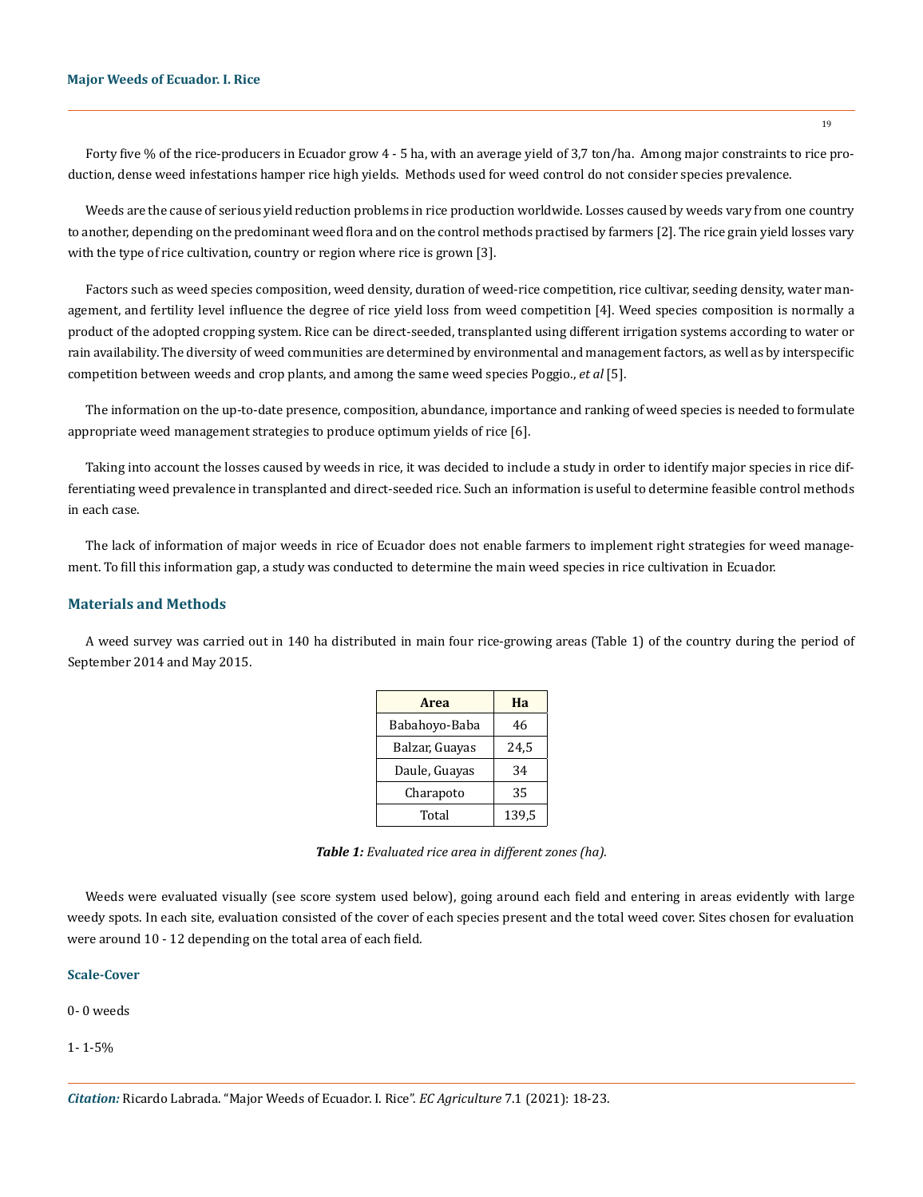Forty five % of the rice-producers in Ecuador grow 4 - 5 ha, with an average yield of 3,7 ton/ha. Among major constraints to rice production, dense weed infestations hamper rice high yields. Methods used for weed control do not consider species prevalence.

Weeds are the cause of serious yield reduction problems in rice production worldwide. Losses caused by weeds vary from one country to another, depending on the predominant weed flora and on the control methods practised by farmers [2]. The rice grain yield losses vary with the type of rice cultivation, country or region where rice is grown [3].

Factors such as weed species composition, weed density, duration of weed-rice competition, rice cultivar, seeding density, water management, and fertility level influence the degree of rice yield loss from weed competition [4]. Weed species composition is normally a product of the adopted cropping system. Rice can be direct-seeded, transplanted using different irrigation systems according to water or rain availability. The diversity of weed communities are determined by environmental and management factors, as well as by interspecific competition between weeds and crop plants, and among the same weed species Poggio., *et al* [5].

The information on the up-to-date presence, composition, abundance, importance and ranking of weed species is needed to formulate appropriate weed management strategies to produce optimum yields of rice [6].

Taking into account the losses caused by weeds in rice, it was decided to include a study in order to identify major species in rice differentiating weed prevalence in transplanted and direct-seeded rice. Such an information is useful to determine feasible control methods in each case.

The lack of information of major weeds in rice of Ecuador does not enable farmers to implement right strategies for weed management. To fill this information gap, a study was conducted to determine the main weed species in rice cultivation in Ecuador.

## Materials and Methods

A weed survey was carried out in 140 ha distributed in main four rice-growing areas (Table 1) of the country during the period of September 2014 and May 2015.

| Area | Ha |
|---|---|
| Babahoyo-Baba | 46 |
| Balzar, Guayas | 24,5 |
| Daule, Guayas | 34 |
| Charapoto | 35 |
| Total | 139,5 |

***Table 1:*** *Evaluated rice area in different zones (ha).*

Weeds were evaluated visually (see score system used below), going around each field and entering in areas evidently with large weedy spots. In each site, evaluation consisted of the cover of each species present and the total weed cover. Sites chosen for evaluation were around 10 - 12 depending on the total area of each field.

### Scale-Cover

0- 0 weeds

1- 1-5%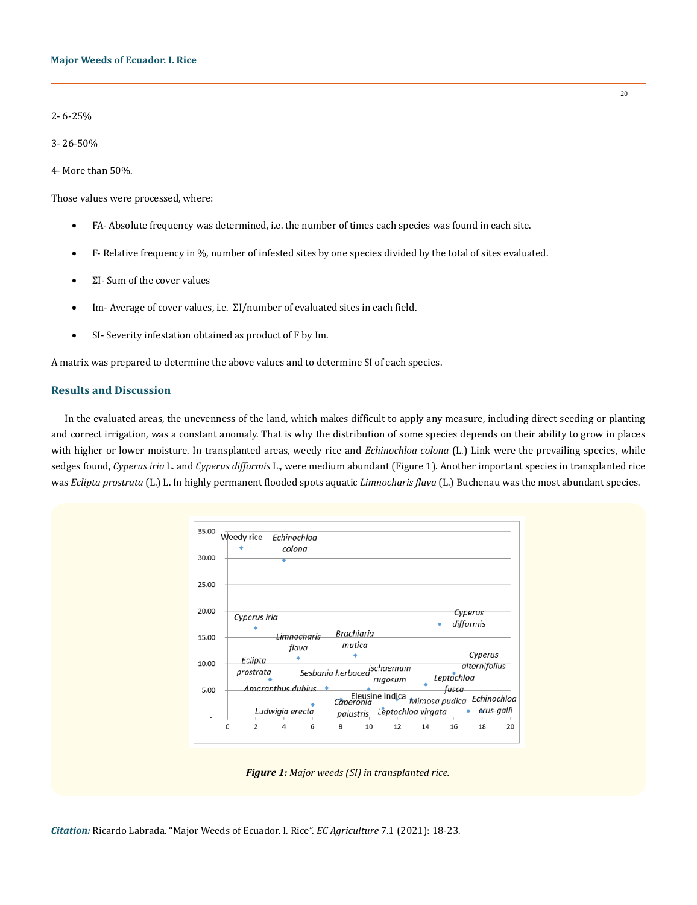2- 6-25%

3- 26-50%

4- More than 50%.

Those values were processed, where:

- FA- Absolute frequency was determined, i.e. the number of times each species was found in each site.
- F- Relative frequency in %, number of infested sites by one species divided by the total of sites evaluated.
- ΣI- Sum of the cover values
- Im- Average of cover values, i.e. ΣI/number of evaluated sites in each field.
- SI- Severity infestation obtained as product of F by Im.

A matrix was prepared to determine the above values and to determine SI of each species.

## Results and Discussion

In the evaluated areas, the unevenness of the land, which makes difficult to apply any measure, including direct seeding or planting and correct irrigation, was a constant anomaly. That is why the distribution of some species depends on their ability to grow in places with higher or lower moisture. In transplanted areas, weedy rice and *Echinochloa colona* (L.) Link were the prevailing species, while sedges found, *Cyperus iria* L. and *Cyperus difformis* L., were medium abundant (Figure 1). Another important species in transplanted rice was *Eclipta prostrata* (L.) L. In highly permanent flooded spots aquatic *Limnocharis flava* (L.) Buchenau was the most abundant species.

***Figure 1:*** *Major weeds (SI) in transplanted rice.*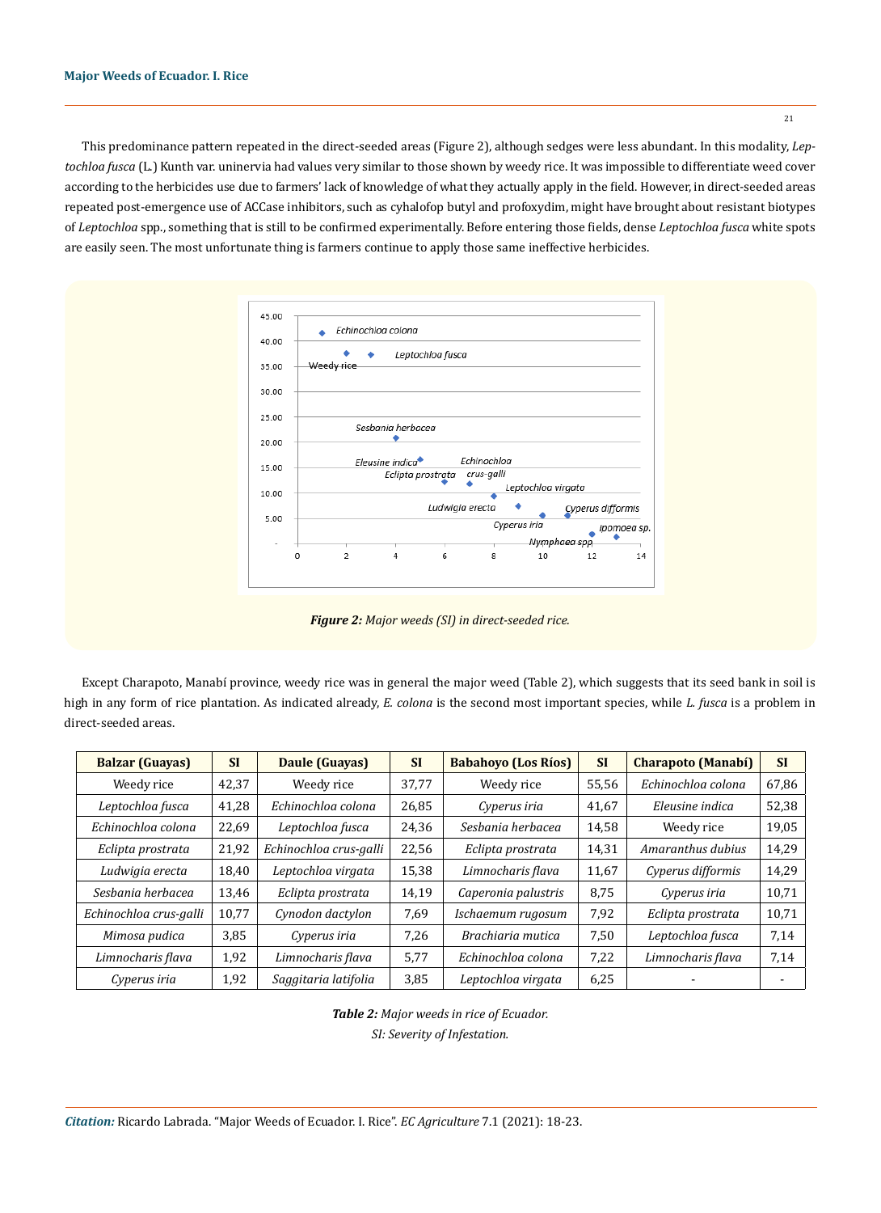This predominance pattern repeated in the direct-seeded areas (Figure 2), although sedges were less abundant. In this modality, *Leptochloa fusca* (L.) Kunth var. uninervia had values very similar to those shown by weedy rice. It was impossible to differentiate weed cover according to the herbicides use due to farmers' lack of knowledge of what they actually apply in the field. However, in direct-seeded areas repeated post-emergence use of ACCase inhibitors, such as cyhalofop butyl and profoxydim, might have brought about resistant biotypes of *Leptochloa* spp., something that is still to be confirmed experimentally. Before entering those fields, dense *Leptochloa fusca* white spots are easily seen. The most unfortunate thing is farmers continue to apply those same ineffective herbicides.

***Figure 2:*** *Major weeds (SI) in direct-seeded rice.*

Except Charapoto, Manabí province, weedy rice was in general the major weed (Table 2), which suggests that its seed bank in soil is high in any form of rice plantation. As indicated already, *E. colona* is the second most important species, while *L. fusca* is a problem in direct-seeded areas.

| Balzar (Guayas) | SI | Daule (Guayas) | SI | Babahoyo (Los Ríos) | SI | Charapoto (Manabí) | SI |
|---|---|---|---|---|---|---|---|
| Weedy rice | 42,37 | Weedy rice | 37,77 | Weedy rice | 55,56 | *Echinochloa colona* | 67,86 |
| *Leptochloa fusca* | 41,28 | *Echinochloa colona* | 26,85 | *Cyperus iria* | 41,67 | *Eleusine indica* | 52,38 |
| *Echinochloa colona* | 22,69 | *Leptochloa fusca* | 24,36 | *Sesbania herbacea* | 14,58 | Weedy rice | 19,05 |
| *Eclipta prostrata* | 21,92 | *Echinochloa crus-galli* | 22,56 | *Eclipta prostrata* | 14,31 | *Amaranthus dubius* | 14,29 |
| *Ludwigia erecta* | 18,40 | *Leptochloa virgata* | 15,38 | *Limnocharis flava* | 11,67 | *Cyperus difformis* | 14,29 |
| *Sesbania herbacea* | 13,46 | *Eclipta prostrata* | 14,19 | *Caperonia palustris* | 8,75 | *Cyperus iria* | 10,71 |
| *Echinochloa crus-galli* | 10,77 | *Cynodon dactylon* | 7,69 | *Ischaemum rugosum* | 7,92 | *Eclipta prostrata* | 10,71 |
| *Mimosa pudica* | 3,85 | *Cyperus iria* | 7,26 | *Brachiaria mutica* | 7,50 | *Leptochloa fusca* | 7,14 |
| *Limnocharis flava* | 1,92 | *Limnocharis flava* | 5,77 | *Echinochloa colona* | 7,22 | *Limnocharis flava* | 7,14 |
| *Cyperus iria* | 1,92 | *Saggitaria latifolia* | 3,85 | *Leptochloa virgata* | 6,25 | - | - |

***Table 2:*** *Major weeds in rice of Ecuador.*
*SI: Severity of Infestation.*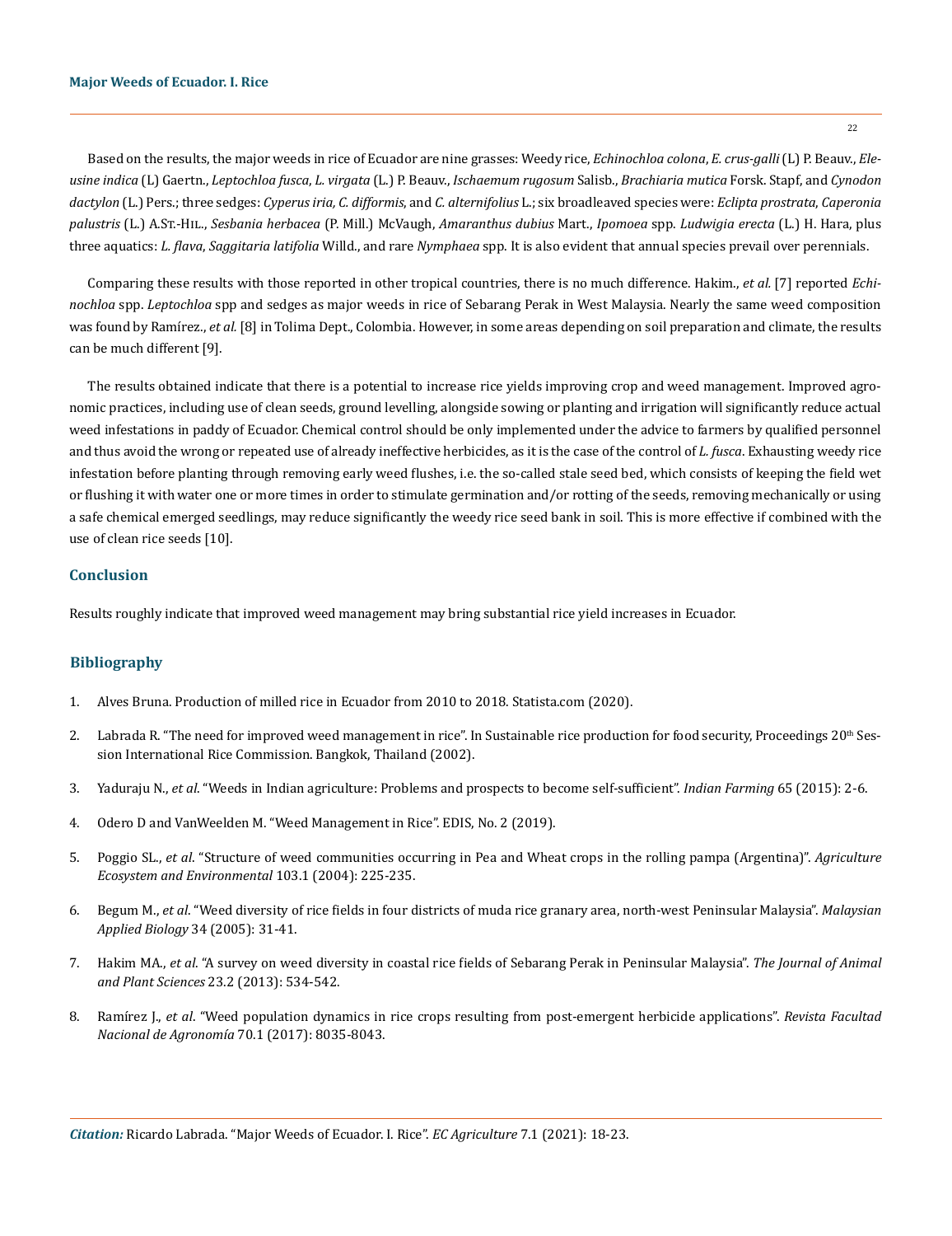Based on the results, the major weeds in rice of Ecuador are nine grasses: Weedy rice, *Echinochloa colona*, *E. crus-galli* (L) P. Beauv., *Eleusine indica* (L) Gaertn., *Leptochloa fusca*, *L. virgata* (L.) P. Beauv., *Ischaemum rugosum* Salisb., *Brachiaria mutica* Forsk. Stapf, and *Cynodon dactylon* (L.) Pers.; three sedges: *Cyperus iria, C. difformis*, and *C. alternifolius* L.; six broadleaved species were: *Eclipta prostrata*, *Caperonia palustris* (L.) A.St.-Hil., *Sesbania herbacea* (P. Mill.) McVaugh, *Amaranthus dubius* Mart., *Ipomoea* spp. *Ludwigia erecta* (L.) H. Hara, plus three aquatics: *L. flava*, *Saggitaria latifolia* Willd., and rare *Nymphaea* spp. It is also evident that annual species prevail over perennials.

Comparing these results with those reported in other tropical countries, there is no much difference. Hakim., *et al.* [7] reported *Echinochloa* spp. *Leptochloa* spp and sedges as major weeds in rice of Sebarang Perak in West Malaysia. Nearly the same weed composition was found by Ramírez., *et al.* [8] in Tolima Dept., Colombia. However, in some areas depending on soil preparation and climate, the results can be much different [9].

The results obtained indicate that there is a potential to increase rice yields improving crop and weed management. Improved agronomic practices, including use of clean seeds, ground levelling, alongside sowing or planting and irrigation will significantly reduce actual weed infestations in paddy of Ecuador. Chemical control should be only implemented under the advice to farmers by qualified personnel and thus avoid the wrong or repeated use of already ineffective herbicides, as it is the case of the control of *L. fusca*. Exhausting weedy rice infestation before planting through removing early weed flushes, i.e. the so-called stale seed bed, which consists of keeping the field wet or flushing it with water one or more times in order to stimulate germination and/or rotting of the seeds, removing mechanically or using a safe chemical emerged seedlings, may reduce significantly the weedy rice seed bank in soil. This is more effective if combined with the use of clean rice seeds [10].

## Conclusion

Results roughly indicate that improved weed management may bring substantial rice yield increases in Ecuador.

## Bibliography

1. Alves Bruna. Production of milled rice in Ecuador from 2010 to 2018. Statista.com (2020).
2. Labrada R. "The need for improved weed management in rice". In Sustainable rice production for food security, Proceedings 20th Session International Rice Commission. Bangkok, Thailand (2002).
3. Yaduraju N., *et al*. "Weeds in Indian agriculture: Problems and prospects to become self-sufficient". *Indian Farming* 65 (2015): 2-6.
4. Odero D and VanWeelden M. "Weed Management in Rice". EDIS, No. 2 (2019).
5. Poggio SL., *et al*. "Structure of weed communities occurring in Pea and Wheat crops in the rolling pampa (Argentina)". *Agriculture Ecosystem and Environmental* 103.1 (2004): 225-235.
6. Begum M., *et al*. "Weed diversity of rice fields in four districts of muda rice granary area, north-west Peninsular Malaysia". *Malaysian Applied Biology* 34 (2005): 31-41.
7. Hakim MA., *et al*. "A survey on weed diversity in coastal rice fields of Sebarang Perak in Peninsular Malaysia". *The Journal of Animal and Plant Sciences* 23.2 (2013): 534-542.
8. Ramírez J., *et al*. "Weed population dynamics in rice crops resulting from post-emergent herbicide applications". *Revista Facultad Nacional de Agronomía* 70.1 (2017): 8035-8043.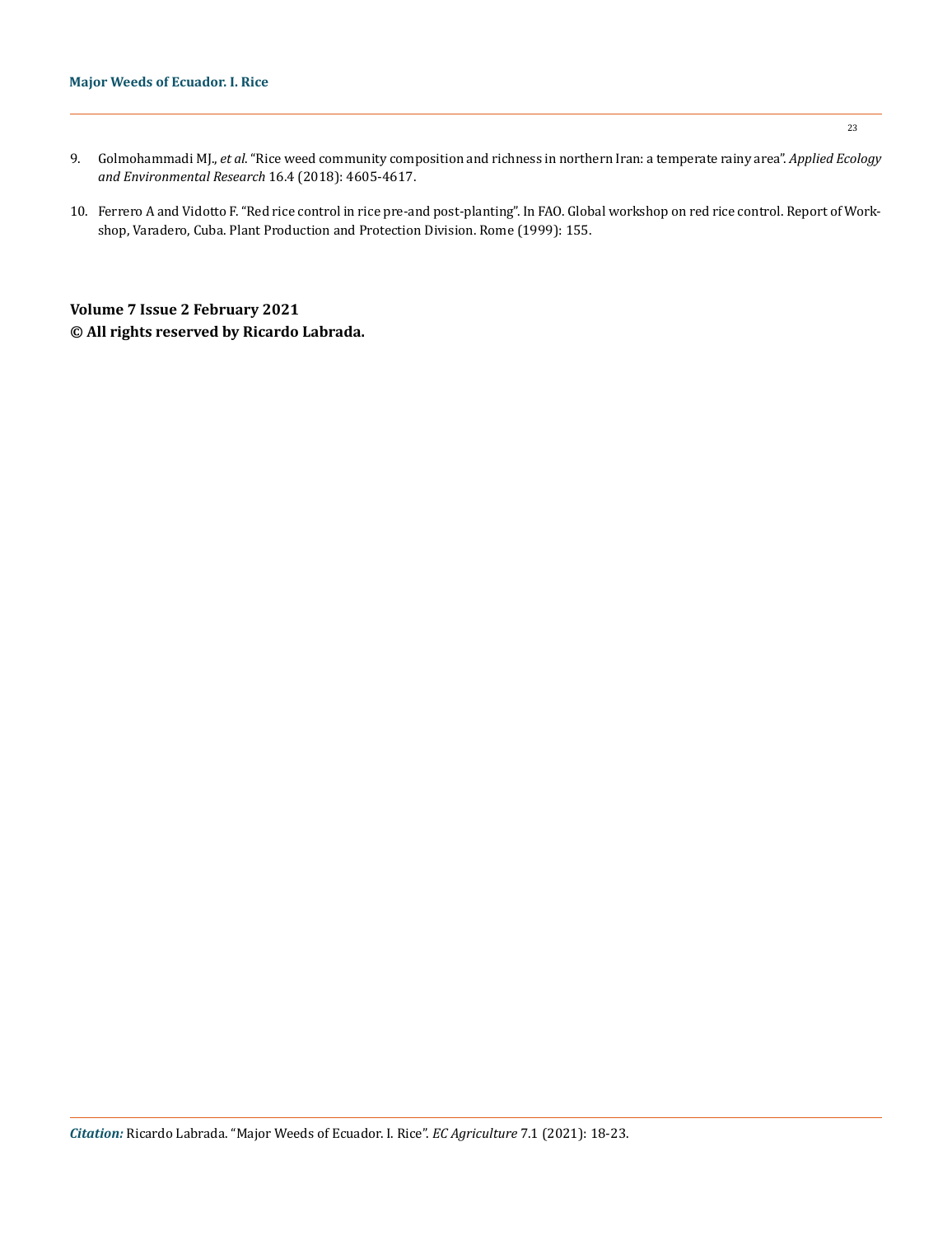9. Golmohammadi MJ., *et al*. "Rice weed community composition and richness in northern Iran: a temperate rainy area". *Applied Ecology and Environmental Research* 16.4 (2018): 4605-4617.

10. Ferrero A and Vidotto F. "Red rice control in rice pre-and post-planting". In FAO. Global workshop on red rice control. Report of Workshop, Varadero, Cuba. Plant Production and Protection Division. Rome (1999): 155.

**Volume 7 Issue 2 February 2021**
**© All rights reserved by Ricardo Labrada.**